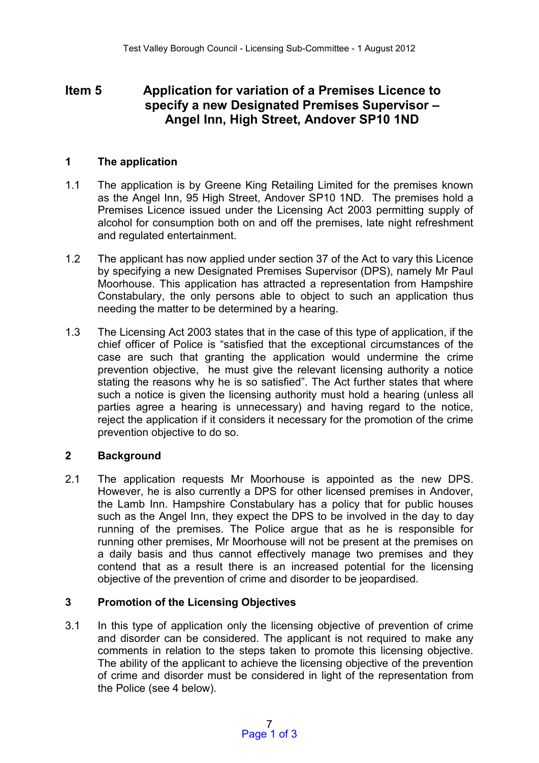# Item 5 Application for variation of a Premises Licence to specify a new Designated Premises Supervisor – Angel Inn, High Street, Andover SP10 1ND

## 1 The application

1.1 The application is by Greene King Retailing Limited for the premises known as the Angel Inn, 95 High Street, Andover SP10 1ND. The premises hold a Premises Licence issued under the Licensing Act 2003 permitting supply of alcohol for consumption both on and off the premises, late night refreshment and regulated entertainment.

1.2 The applicant has now applied under section 37 of the Act to vary this Licence by specifying a new Designated Premises Supervisor (DPS), namely Mr Paul Moorhouse. This application has attracted a representation from Hampshire Constabulary, the only persons able to object to such an application thus needing the matter to be determined by a hearing.

1.3 The Licensing Act 2003 states that in the case of this type of application, if the chief officer of Police is "satisfied that the exceptional circumstances of the case are such that granting the application would undermine the crime prevention objective, he must give the relevant licensing authority a notice stating the reasons why he is so satisfied". The Act further states that where such a notice is given the licensing authority must hold a hearing (unless all parties agree a hearing is unnecessary) and having regard to the notice, reject the application if it considers it necessary for the promotion of the crime prevention objective to do so.

## 2 Background

2.1 The application requests Mr Moorhouse is appointed as the new DPS. However, he is also currently a DPS for other licensed premises in Andover, the Lamb Inn. Hampshire Constabulary has a policy that for public houses such as the Angel Inn, they expect the DPS to be involved in the day to day running of the premises. The Police argue that as he is responsible for running other premises, Mr Moorhouse will not be present at the premises on a daily basis and thus cannot effectively manage two premises and they contend that as a result there is an increased potential for the licensing objective of the prevention of crime and disorder to be jeopardised.

## 3 Promotion of the Licensing Objectives

3.1 In this type of application only the licensing objective of prevention of crime and disorder can be considered. The applicant is not required to make any comments in relation to the steps taken to promote this licensing objective. The ability of the applicant to achieve the licensing objective of the prevention of crime and disorder must be considered in light of the representation from the Police (see 4 below).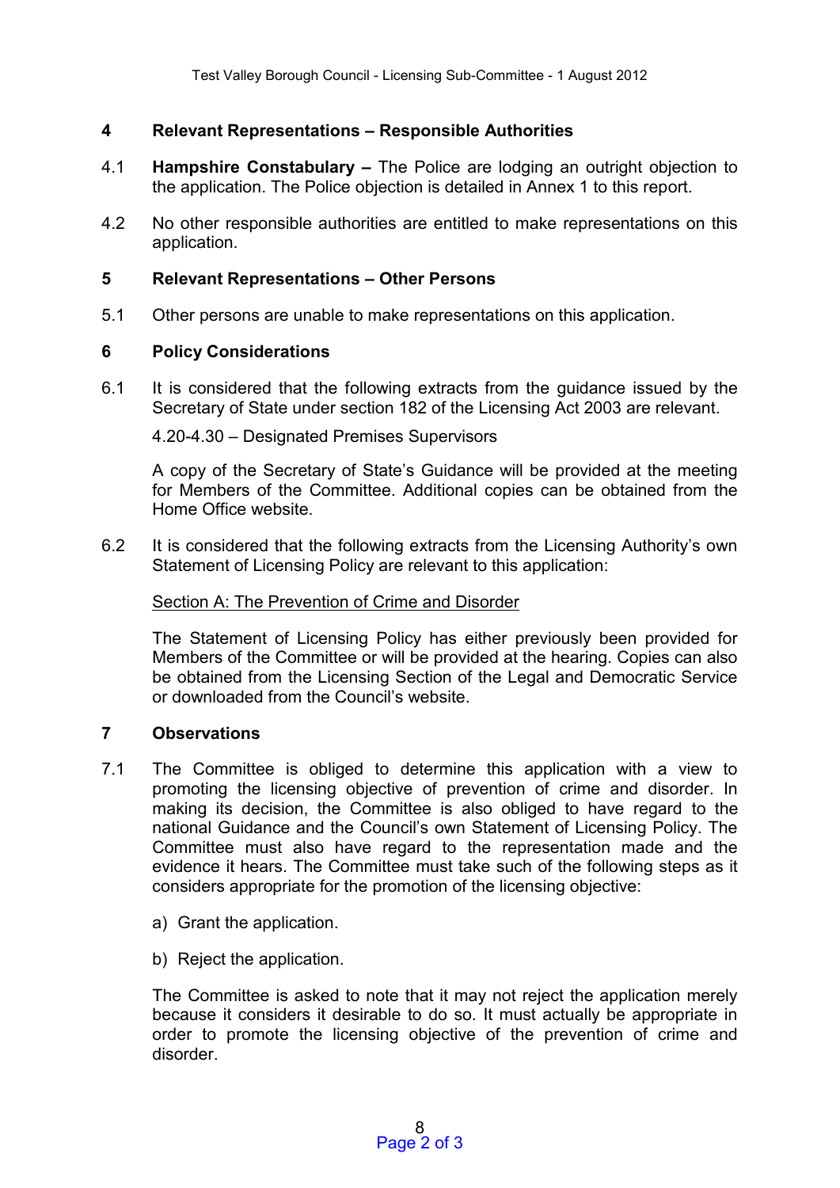## 4 Relevant Representations – Responsible Authorities

4.1 **Hampshire Constabulary –** The Police are lodging an outright objection to the application. The Police objection is detailed in Annex 1 to this report.

4.2 No other responsible authorities are entitled to make representations on this application.

## 5 Relevant Representations – Other Persons

5.1 Other persons are unable to make representations on this application.

## 6 Policy Considerations

6.1 It is considered that the following extracts from the guidance issued by the Secretary of State under section 182 of the Licensing Act 2003 are relevant.

4.20-4.30 – Designated Premises Supervisors

A copy of the Secretary of State's Guidance will be provided at the meeting for Members of the Committee. Additional copies can be obtained from the Home Office website.

6.2 It is considered that the following extracts from the Licensing Authority's own Statement of Licensing Policy are relevant to this application:

Section A: The Prevention of Crime and Disorder

The Statement of Licensing Policy has either previously been provided for Members of the Committee or will be provided at the hearing. Copies can also be obtained from the Licensing Section of the Legal and Democratic Service or downloaded from the Council's website.

## 7 Observations

7.1 The Committee is obliged to determine this application with a view to promoting the licensing objective of prevention of crime and disorder. In making its decision, the Committee is also obliged to have regard to the national Guidance and the Council's own Statement of Licensing Policy. The Committee must also have regard to the representation made and the evidence it hears. The Committee must take such of the following steps as it considers appropriate for the promotion of the licensing objective:

a) Grant the application.

b) Reject the application.

The Committee is asked to note that it may not reject the application merely because it considers it desirable to do so. It must actually be appropriate in order to promote the licensing objective of the prevention of crime and disorder.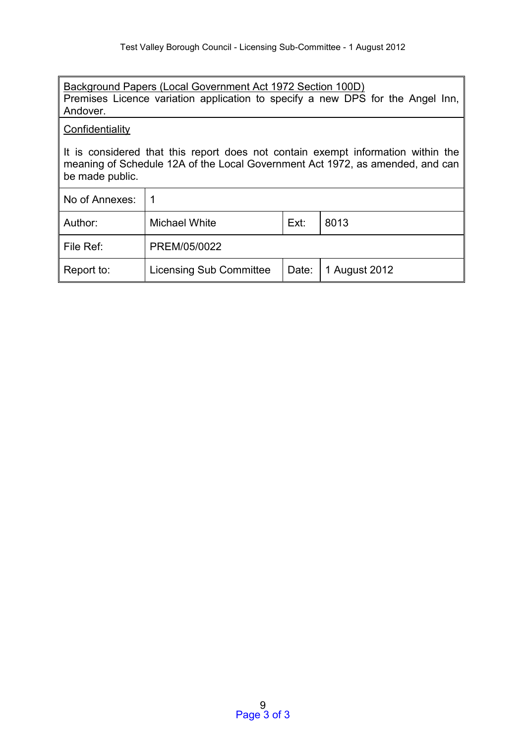Background Papers (Local Government Act 1972 Section 100D)
Premises Licence variation application to specify a new DPS for the Angel Inn, Andover.

Confidentiality

It is considered that this report does not contain exempt information within the meaning of Schedule 12A of the Local Government Act 1972, as amended, and can be made public.

| | | | |
|---|---|---|---|
| No of Annexes: | 1 | | |
| Author: | Michael White | Ext: | 8013 |
| File Ref: | PREM/05/0022 | | |
| Report to: | Licensing Sub Committee | Date: | 1 August 2012 |